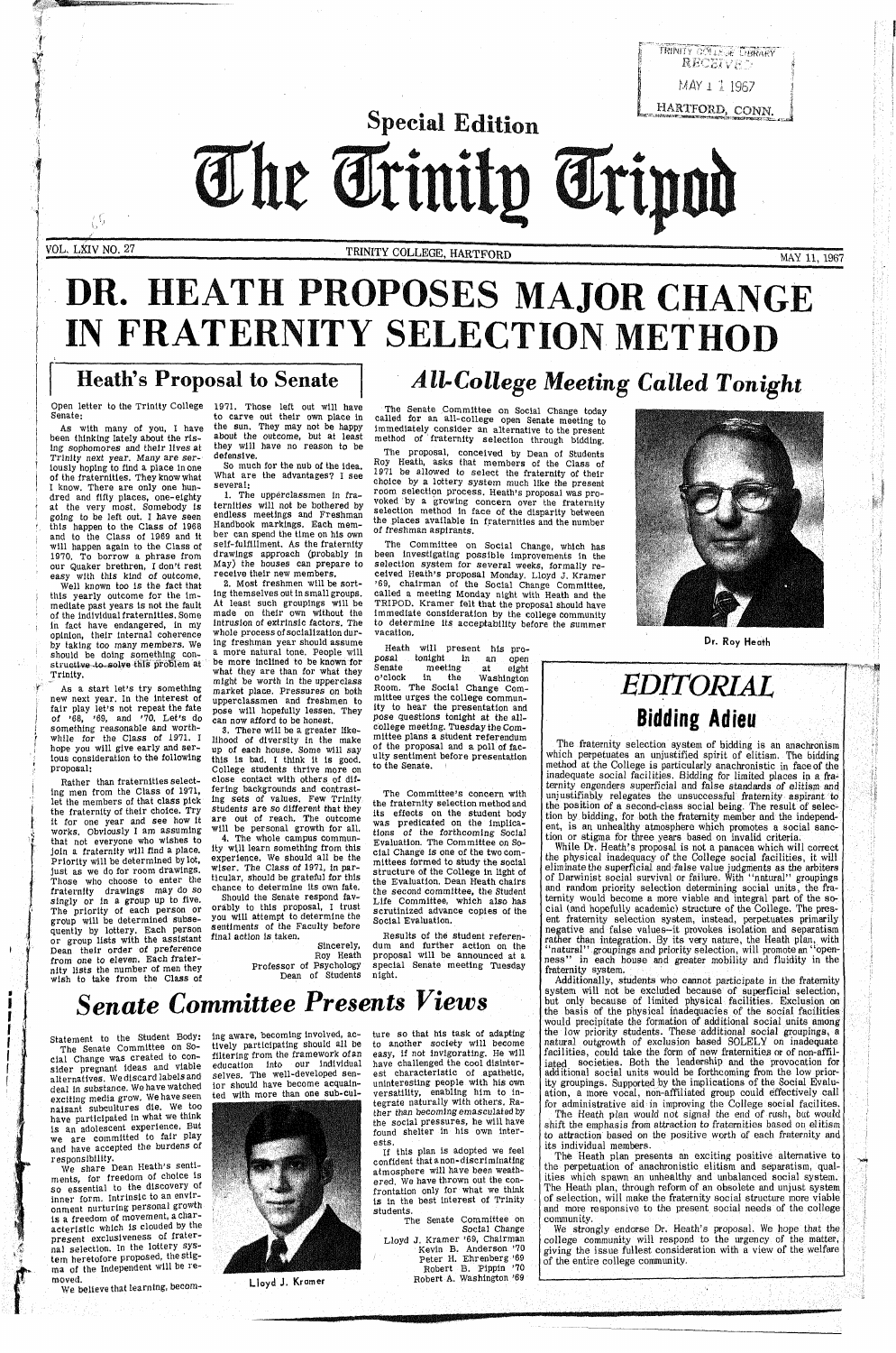Special Edition

# The Trinity Tripod

VOL. LXIV NO. 27 — TRINITY COLLEGE, HARTFORD — MAY 11, 1967

# DR. HEATH PROPOSES MAJOR CHANGE IN FRATERNITY SELECTION METHOD

## Heath's Proposal to Senate

Open letter to the Trinity College Senate:

As with many of you, I have been thinking lately about the rising sophomores and their lives at Trinity next year. Many are seriously hoping to find a place in one of the fraternities. They know what I know. There are only one hundred and fifty places, one-eighty at the very most. Somebody is going to be left out. I have seen this happen to the Class of 1968 and to the Class of 1969 and it will happen again to the Class of 1970. To borrow a phrase from our Quaker brethren, I don't rest easy with this kind of outcome.

Well known too is the fact that this yearly outcome for the immediate past years is not the fault of the individual fraternities. Some in fact have endangered, in my opinion, their internal coherence by taking too many members. We should be doing something constructive to solve this problem at Trinity.

As a start let's try something new next year. In the interest of fair play let's not repeat the fate of '68, '69, and '70. Let's do something reasonable and worthwhile for the Class of 1971. I hope you will give early and serious consideration to the following proposal:

Rather than fraternities selecting men from the Class of 1971, let the members of that class pick the fraternity of their choice. Try it for one year and see how it works. Obviously I am assuming that not everyone who wishes to join a fraternity will find a place. Priority will be determined by lot, just as we do for room drawings. Those who choose to enter the fraternity drawings may do so singly or in a group up to five. The priority of each person or group will be determined subsequently by lottery. Each person or group lists with the assistant Dean their order of preference from one to eleven. Each fraternity lists the number of men they wish to take from the Class of 1971. Those left out will have to carve out their own place in the sun. They may not be happy about the outcome, but at least they will have no reason to be defensive.

So much for the nub of the idea. What are the advantages? I see several:

1. The upperclassmen in fraternities will not be bothered by endless meetings and Freshman Handbook markings. Each member can spend the time on his own self-fulfillment. As the fraternity drawings approach (probably in May) the houses can prepare to receive their new members.

2. Most freshmen will be sorting themselves out in small groups. At least such groupings will be made on their own without the intrusion of extrinsic factors. The whole process of socialization during freshman year should assume a more natural tone. People will be more inclined to be known for what they are than for what they might be worth in the upperclass market place. Pressures on both upperclassmen and freshmen to pose will hopefully lessen. They can now afford to be honest.

3. There will be a greater likelihood of diversity in the make up of each house. Some will say this is bad. I think it is good. College students thrive more on close contact with others of different backgrounds and contrasting sets of values. Few Trinity students are so different that they are out of reach. The outcome will be personal growth for all.

4. The whole campus community will learn something from this experience. We should all be the wiser. The Class of 1971, in particular, should be grateful for this chance to determine its own fate.

Should the Senate respond favorably to this proposal, I trust you will attempt to determine the sentiments of the Faculty before final action is taken.

Sincerely,
Roy Heath
Professor of Psychology
Dean of Students

## All-College Meeting Called Tonight

The Senate Committee on Social Change today called for an all-college open Senate meeting to immediately consider an alternative to the present method of fraternity selection through bidding.

The proposal, conceived by Dean of Students Roy Heath, asks that members of the Class of 1971 be allowed to select the fraternity of their choice by a lottery system much like the present room selection process. Heath's proposal was provoked by a growing concern over the fraternity selection method in face of the disparity between the places available in fraternities and the number of freshman aspirants.

The Committee on Social Change, which has been investigating possible improvements in the selection system for several weeks, formally received Heath's proposal Monday. Lloyd J. Kramer '69, chairman of the Social Change Committee, called a meeting Monday night with Heath and the TRIPOD. Kramer felt that the proposal should have immediate consideration by the college community to determine its acceptability before the summer vacation.

Heath will present his proposal tonight in an open Senate meeting at eight o'clock in the Washington Room. The Social Change Committee urges the college community to hear the presentation and pose questions tonight at the all-college meeting. Tuesday the Committee plans a student referendum of the proposal and a poll of faculty sentiment before presentation to the Senate.

The Committee's concern with the fraternity selection method and its effects on the student body was predicated on the implications of the forthcoming Social Evaluation. The Committee on Social Change is one of the two committees formed to study the social structure of the College in light of the Evaluation. Dean Heath chairs the second committee, the Student Life Committee, which also has scrutinized advance copies of the Social Evaluation.

Results of the student referendum and further action on the proposal will be announced at a special Senate meeting Tuesday night.

Dr. Roy Heath

## EDITORIAL

### Bidding Adieu

The fraternity selection system of bidding is an anachronism which perpetuates an unjustified spirit of elitism. The bidding method at the College is particularly anachronistic in face of the inadequate social facilities. Bidding for limited places in a fraternity engenders superficial and false standards of elitism and unjustifiably relegates the unsuccessful fraternity aspirant to the position of a second-class social being. The result of selection by bidding, for both the fraternity member and the independent, is an unhealthy atmosphere which promotes a social sanction or stigma for three years based on invalid criteria.

While Dr. Heath's proposal is not a panacea which will correct the physical inadequacy of the College social facilities, it will eliminate the superficial and false value judgments as the arbiters of Darwinist social survival or failure. With "natural" groupings and random priority selection determining social units, the fraternity would become a more viable and integral part of the social (and hopefully academic) structure of the College. The present fraternity selection system, instead, perpetuates primarily negative and false values--it provokes isolation and separatism rather than integration. By its very nature, the Heath plan, with "natural" groupings and priority selection, will promote an "openness" in each house and greater mobility and fluidity in the fraternity system.

Additionally, students who cannot participate in the fraternity system will not be excluded because of superficial selection, but only because of limited physical facilities. Exclusion on the basis of the physical inadequacies of the social facilities would precipitate the formation of additional social units among the low priority students. These additional social groupings, a natural outgrowth of exclusion based SOLELY on inadequate facilities, could take the form of new fraternities or of non-affiliated societies. Both the leadership and the provocation for additional social units would be forthcoming from the low priority groupings. Supported by the implications of the Social Evaluation, a more vocal, non-affiliated group could effectively call for administrative aid in improving the College social facilites.

The Heath plan would not signal the end of rush, but would shift the emphasis from attraction to fraternities based on elitism to attraction based on the positive worth of each fraternity and its individual members.

The Heath plan presents an exciting positive alternative to the perpetuation of anachronistic elitism and separatism, qualities which spawn an unhealthy and unbalanced social system. The Heath plan, through reform of an obsolete and unjust system of selection, will make the fraternity social structure more viable and more responsive to the present social needs of the college community.

We strongly endorse Dr. Heath's proposal. We hope that the college community will respond to the urgency of the matter, giving the issue fullest consideration with a view of the welfare of the entire college community.

## Senate Committee Presents Views

Statement to the Student Body: The Senate Committee on Social Change was created to consider pregnant ideas and viable alternatives. We discard labels and deal in substance. We have watched exciting media grow. We have seen naisant subcultures die. We too have participated in what we think is an adolescent experience. But we are committed to fair play and have accepted the burdens of responsibility.

We share Dean Heath's sentiments, for freedom of choice is so essential to the discovery of inner form. Intrinsic to an environment nurturing personal growth is a freedom of movement, a characteristic which is clouded by the present exclusiveness of fraternal selection. In the lottery system heretofore proposed, the stigma of the independent will be removed.

We believe that learning, becoming aware, becoming involved, actively participating should all be filtering from the framework of an education into our individual selves. The well-developed senior should have become acquainted with more than one sub-culture so that his task of adapting to another society will become easy, if not invigorating. He will have challenged the cool disinterest characteristic of apathetic, uninteresting people with his own versatility, enabling him to integrate naturally with others. Rather than becoming emasculated by the social pressures, he will have found shelter in his own interests.

If this plan is adopted we feel confident that a non-discriminating atmosphere will have been weathered. We have thrown out the confrontation only for what we think is in the best interest of Trinity students.

The Senate Committee on Social Change
Lloyd J. Kramer '69, Chairman
Kevin B. Anderson '70
Peter H. Ehrenberg '69
Robert B. Pippin '70
Robert A. Washington '69

Lloyd J. Kramer